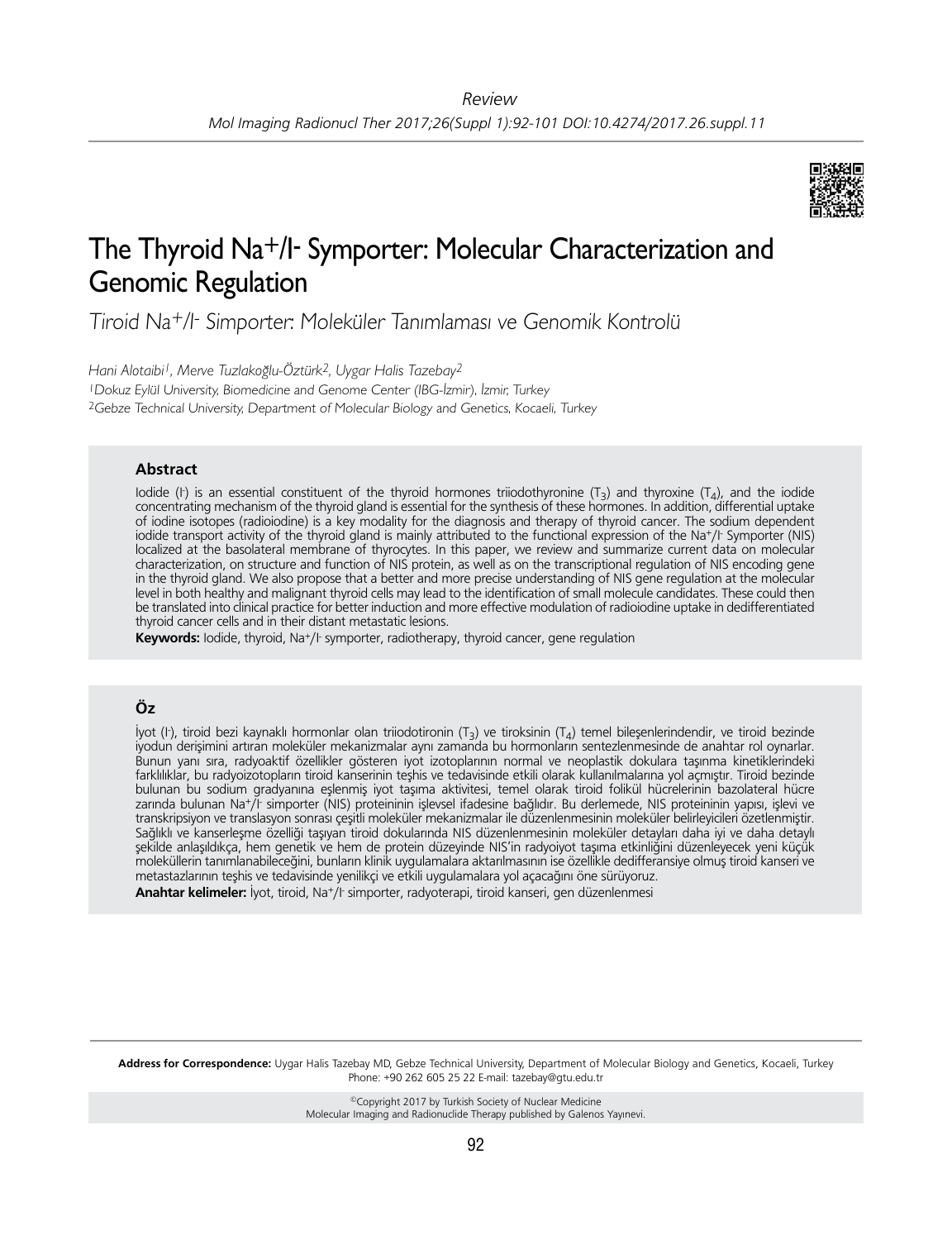Review

# The Thyroid $Na^+/I^-$ Symporter: Molecular Characterization and Genomic Regulation

*Tiroid $Na^+/I^-$ Simporter: Moleküler Tanımlaması ve Genomik Kontrolü*

*Hani Alotaibi[1], Merve Tuzlakoğlu-Öztürk[2], Uygar Halis Tazebay[2]*

[1]Dokuz Eylül University, Biomedicine and Genome Center (IBG-İzmir), İzmir, Turkey

[2]Gebze Technical University, Department of Molecular Biology and Genetics, Kocaeli, Turkey

## Abstract

Iodide ($I^-$) is an essential constituent of the thyroid hormones triiodothyronine ($T_3$) and thyroxine ($T_4$), and the iodide concentrating mechanism of the thyroid gland is essential for the synthesis of these hormones. In addition, differential uptake of iodine isotopes (radioiodine) is a key modality for the diagnosis and therapy of thyroid cancer. The sodium dependent iodide transport activity of the thyroid gland is mainly attributed to the functional expression of the $Na^+/I^-$ Symporter (NIS) localized at the basolateral membrane of thyrocytes. In this paper, we review and summarize current data on molecular characterization, on structure and function of NIS protein, as well as on the transcriptional regulation of NIS encoding gene in the thyroid gland. We also propose that a better and more precise understanding of NIS gene regulation at the molecular level in both healthy and malignant thyroid cells may lead to the identification of small molecule candidates. These could then be translated into clinical practice for better induction and more effective modulation of radioiodine uptake in dedifferentiated thyroid cancer cells and in their distant metastatic lesions.

**Keywords:** Iodide, thyroid, $Na^+/I^-$ symporter, radiotherapy, thyroid cancer, gene regulation

## Öz

İyot ($I^-$), tiroid bezi kaynaklı hormonlar olan triiodotironin ($T_3$) ve tiroksinin ($T_4$) temel bileşenlerindendir, ve tiroid bezinde iyodun derişimini artıran moleküler mekanizmalar aynı zamanda bu hormonların sentezlenmesinde de anahtar rol oynarlar. Bunun yanı sıra, radyoaktif özellikler gösteren iyot izotoplarının normal ve neoplastik dokulara taşınma kinetiklerindeki farklılıklar, bu radyoizotopların tiroid kanserinin teşhis ve tedavisinde etkili olarak kullanılmalarına yol açmıştır. Tiroid bezinde bulunan bu sodium gradyanına eşlenmiş iyot taşıma aktivitesi, temel olarak tiroid folikül hücrelerinin bazolateral hücre zarında bulunan $Na^+/I^-$ simporter (NIS) proteininin işlevsel ifadesine bağlıdır. Bu derlemede, NIS proteininin yapısı, işlevi ve transkripsiyon ve translasyon sonrası çeşitli moleküler mekanizmalar ile düzenlenmesinin moleküler belirleyicileri özetlenmiştir. Sağlıklı ve kanserleşme özelliği taşıyan tiroid dokularında NIS düzenlenmesinin moleküler detayları daha iyi ve daha detaylı şekilde anlaşıldıkça, hem genetik ve hem de protein düzeyinde NIS'in radyoiyot taşıma etkinliğini düzenleyecek yeni küçük moleküllerin tanımlanabileceğini, bunların klinik uygulamalara aktarılmasının ise özellikle dediferansiye olmuş tiroid kanseri ve metastazlarının teşhis ve tedavisinde yenilikçi ve etkili uygulamalara yol açacağını öne sürüyoruz.

**Anahtar kelimeler:** İyot, tiroid, $Na^+/I^-$ simporter, radyoterapi, tiroid kanseri, gen düzenlenmesi

**Address for Correspondence:** Uygar Halis Tazebay MD, Gebze Technical University, Department of Molecular Biology and Genetics, Kocaeli, Turkey Phone: +90 262 605 25 22 E-mail: tazebay@gtu.edu.tr

©Copyright 2017 by Turkish Society of Nuclear Medicine
Molecular Imaging and Radionuclide Therapy published by Galenos Yayınevi.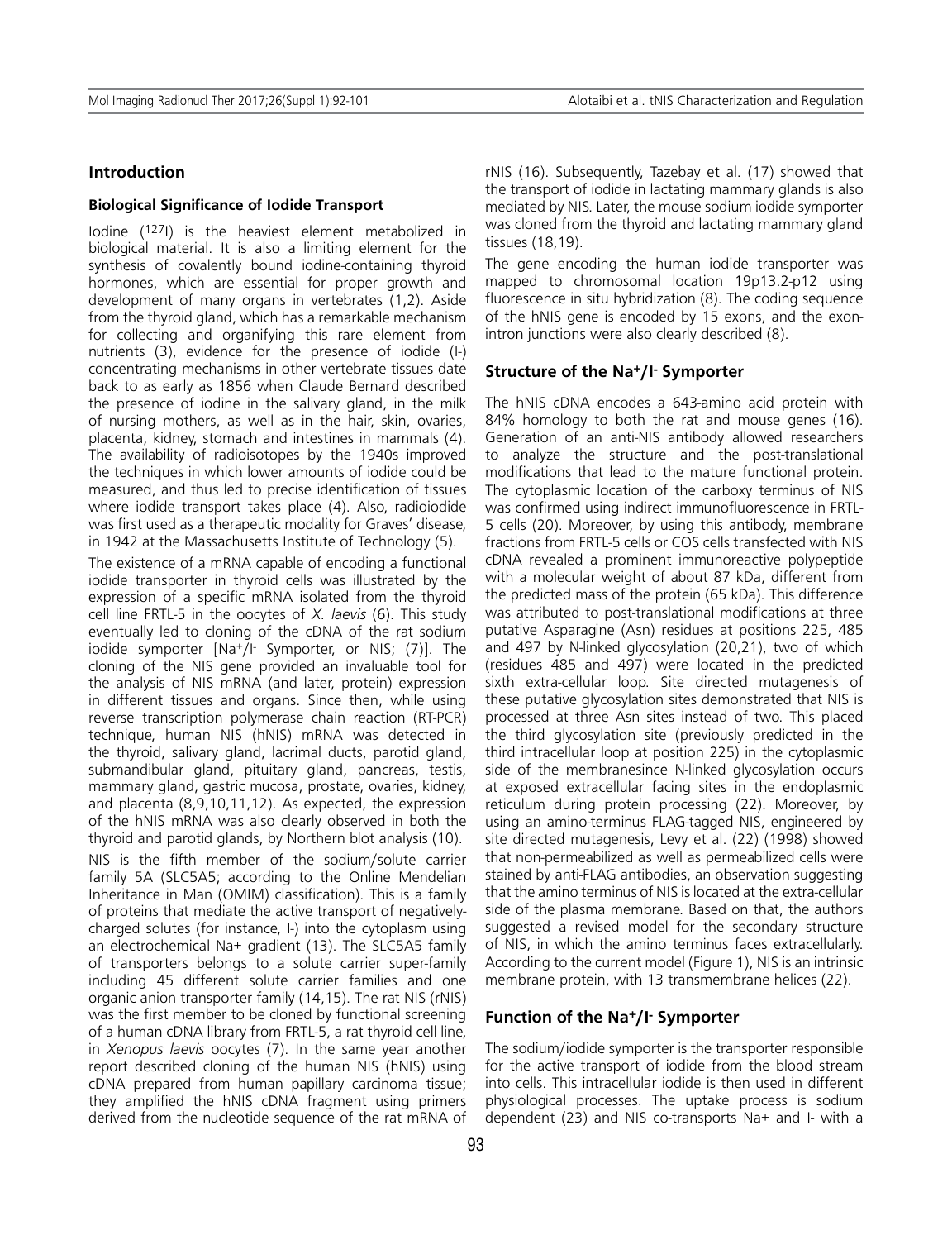## Introduction

### Biological Significance of Iodide Transport

Iodine ($^{127}I$) is the heaviest element metabolized in biological material. It is also a limiting element for the synthesis of covalently bound iodine-containing thyroid hormones, which are essential for proper growth and development of many organs in vertebrates (1,2). Aside from the thyroid gland, which has a remarkable mechanism for collecting and organifying this rare element from nutrients (3), evidence for the presence of iodide (I-) concentrating mechanisms in other vertebrate tissues date back to as early as 1856 when Claude Bernard described the presence of iodine in the salivary gland, in the milk of nursing mothers, as well as in the hair, skin, ovaries, placenta, kidney, stomach and intestines in mammals (4). The availability of radioisotopes by the 1940s improved the techniques in which lower amounts of iodide could be measured, and thus led to precise identification of tissues where iodide transport takes place (4). Also, radioiodide was first used as a therapeutic modality for Graves' disease, in 1942 at the Massachusetts Institute of Technology (5).

The existence of a mRNA capable of encoding a functional iodide transporter in thyroid cells was illustrated by the expression of a specific mRNA isolated from the thyroid cell line FRTL-5 in the oocytes of *X. laevis* (6). This study eventually led to cloning of the cDNA of the rat sodium iodide symporter [$Na^+/I^-$ Symporter, or NIS; (7)]. The cloning of the NIS gene provided an invaluable tool for the analysis of NIS mRNA (and later, protein) expression in different tissues and organs. Since then, while using reverse transcription polymerase chain reaction (RT-PCR) technique, human NIS (hNIS) mRNA was detected in the thyroid, salivary gland, lacrimal ducts, parotid gland, submandibular gland, pituitary gland, pancreas, testis, mammary gland, gastric mucosa, prostate, ovaries, kidney, and placenta (8,9,10,11,12). As expected, the expression of the hNIS mRNA was also clearly observed in both the thyroid and parotid glands, by Northern blot analysis (10).

NIS is the fifth member of the sodium/solute carrier family 5A (SLC5A5; according to the Online Mendelian Inheritance in Man (OMIM) classification). This is a family of proteins that mediate the active transport of negatively-charged solutes (for instance, I-) into the cytoplasm using an electrochemical Na+ gradient (13). The SLC5A5 family of transporters belongs to a solute carrier super-family including 45 different solute carrier families and one organic anion transporter family (14,15). The rat NIS (rNIS) was the first member to be cloned by functional screening of a human cDNA library from FRTL-5, a rat thyroid cell line, in *Xenopus laevis* oocytes (7). In the same year another report described cloning of the human NIS (hNIS) using cDNA prepared from human papillary carcinoma tissue; they amplified the hNIS cDNA fragment using primers derived from the nucleotide sequence of the rat mRNA of rNIS (16). Subsequently, Tazebay et al. (17) showed that the transport of iodide in lactating mammary glands is also mediated by NIS. Later, the mouse sodium iodide symporter was cloned from the thyroid and lactating mammary gland tissues (18,19).

The gene encoding the human iodide transporter was mapped to chromosomal location 19p13.2-p12 using fluorescence in situ hybridization (8). The coding sequence of the hNIS gene is encoded by 15 exons, and the exon-intron junctions were also clearly described (8).

## Structure of the $Na^+/I^-$ Symporter

The hNIS cDNA encodes a 643-amino acid protein with 84% homology to both the rat and mouse genes (16). Generation of an anti-NIS antibody allowed researchers to analyze the structure and the post-translational modifications that lead to the mature functional protein. The cytoplasmic location of the carboxy terminus of NIS was confirmed using indirect immunofluorescence in FRTL-5 cells (20). Moreover, by using this antibody, membrane fractions from FRTL-5 cells or COS cells transfected with NIS cDNA revealed a prominent immunoreactive polypeptide with a molecular weight of about 87 kDa, different from the predicted mass of the protein (65 kDa). This difference was attributed to post-translational modifications at three putative Asparagine (Asn) residues at positions 225, 485 and 497 by N-linked glycosylation (20,21), two of which (residues 485 and 497) were located in the predicted sixth extra-cellular loop. Site directed mutagenesis of these putative glycosylation sites demonstrated that NIS is processed at three Asn sites instead of two. This placed the third glycosylation site (previously predicted in the third intracellular loop at position 225) in the cytoplasmic side of the membranesince N-linked glycosylation occurs at exposed extracellular facing sites in the endoplasmic reticulum during protein processing (22). Moreover, by using an amino-terminus FLAG-tagged NIS, engineered by site directed mutagenesis, Levy et al. (22) (1998) showed that non-permeabilized as well as permeabilized cells were stained by anti-FLAG antibodies, an observation suggesting that the amino terminus of NIS is located at the extra-cellular side of the plasma membrane. Based on that, the authors suggested a revised model for the secondary structure of NIS, in which the amino terminus faces extracellularly. According to the current model (Figure 1), NIS is an intrinsic membrane protein, with 13 transmembrane helices (22).

## Function of the $Na^+/I^-$ Symporter

The sodium/iodide symporter is the transporter responsible for the active transport of iodide from the blood stream into cells. This intracellular iodide is then used in different physiological processes. The uptake process is sodium dependent (23) and NIS co-transports Na+ and I- with a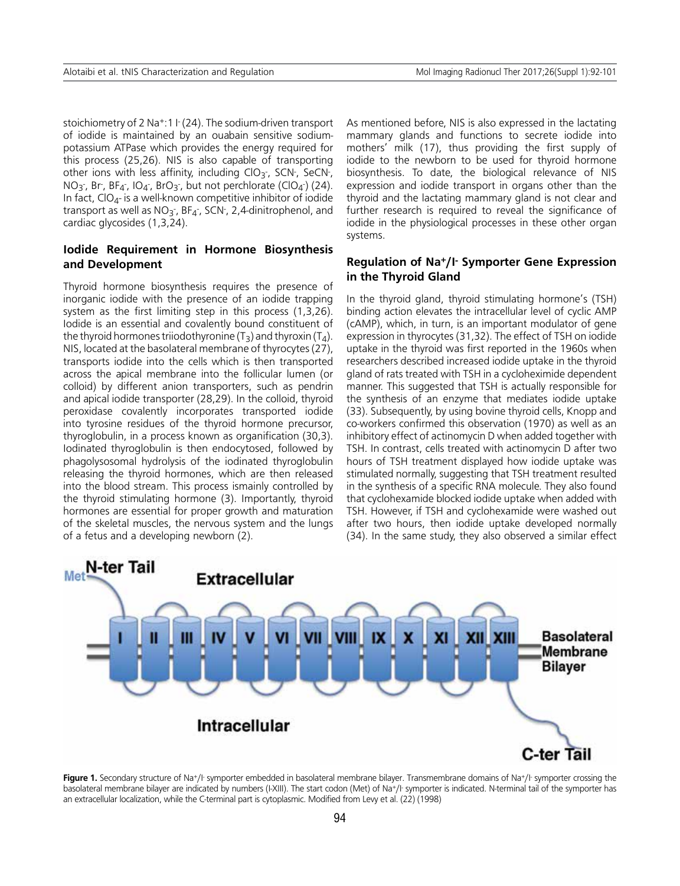stoichiometry of 2 $Na^+$:1 $I^-$ (24). The sodium-driven transport of iodide is maintained by an ouabain sensitive sodium-potassium ATPase which provides the energy required for this process (25,26). NIS is also capable of transporting other ions with less affinity, including $ClO_3^-$, $SCN^-$, $SeCN^-$, $NO_3^-$, $Br^-$, $BF_4^-$, $IO_4^-$, $BrO_3^-$, but not perchlorate ($ClO_4^-$) (24). In fact, $ClO_4^-$ is a well-known competitive inhibitor of iodide transport as well as $NO_3^-$, $BF_4^-$, $SCN^-$, 2,4-dinitrophenol, and cardiac glycosides (1,3,24).

## Iodide Requirement in Hormone Biosynthesis and Development

Thyroid hormone biosynthesis requires the presence of inorganic iodide with the presence of an iodide trapping system as the first limiting step in this process (1,3,26). Iodide is an essential and covalently bound constituent of the thyroid hormones triiodothyronine ($T_3$) and thyroxin ($T_4$). NIS, located at the basolateral membrane of thyrocytes (27), transports iodide into the cells which is then transported across the apical membrane into the follicular lumen (or colloid) by different anion transporters, such as pendrin and apical iodide transporter (28,29). In the colloid, thyroid peroxidase covalently incorporates transported iodide into tyrosine residues of the thyroid hormone precursor, thyroglobulin, in a process known as organification (30,3). Iodinated thyroglobulin is then endocytosed, followed by phagolysosomal hydrolysis of the iodinated thyroglobulin releasing the thyroid hormones, which are then released into the blood stream. This process ismainly controlled by the thyroid stimulating hormone (3). Importantly, thyroid hormones are essential for proper growth and maturation of the skeletal muscles, the nervous system and the lungs of a fetus and a developing newborn (2).

As mentioned before, NIS is also expressed in the lactating mammary glands and functions to secrete iodide into mothers' milk (17), thus providing the first supply of iodide to the newborn to be used for thyroid hormone biosynthesis. To date, the biological relevance of NIS expression and iodide transport in organs other than the thyroid and the lactating mammary gland is not clear and further research is required to reveal the significance of iodide in the physiological processes in these other organ systems.

## Regulation of $Na^+/I^-$ Symporter Gene Expression in the Thyroid Gland

In the thyroid gland, thyroid stimulating hormone's (TSH) binding action elevates the intracellular level of cyclic AMP (cAMP), which, in turn, is an important modulator of gene expression in thyrocytes (31,32). The effect of TSH on iodide uptake in the thyroid was first reported in the 1960s when researchers described increased iodide uptake in the thyroid gland of rats treated with TSH in a cycloheximide dependent manner. This suggested that TSH is actually responsible for the synthesis of an enzyme that mediates iodide uptake (33). Subsequently, by using bovine thyroid cells, Knopp and co-workers confirmed this observation (1970) as well as an inhibitory effect of actinomycin D when added together with TSH. In contrast, cells treated with actinomycin D after two hours of TSH treatment displayed how iodide uptake was stimulated normally, suggesting that TSH treatment resulted in the synthesis of a specific RNA molecule. They also found that cyclohexamide blocked iodide uptake when added with TSH. However, if TSH and cyclohexamide were washed out after two hours, then iodide uptake developed normally (34). In the same study, they also observed a similar effect

**Figure 1.** Secondary structure of $Na^+/I^-$ symporter embedded in basolateral membrane bilayer. Transmembrane domains of $Na^+/I^-$ symporter crossing the basolateral membrane bilayer are indicated by numbers (I-XIII). The start codon (Met) of $Na^+/I^-$ symporter is indicated. N-terminal tail of the symporter has an extracellular localization, while the C-terminal part is cytoplasmic. Modified from Levy et al. (22) (1998)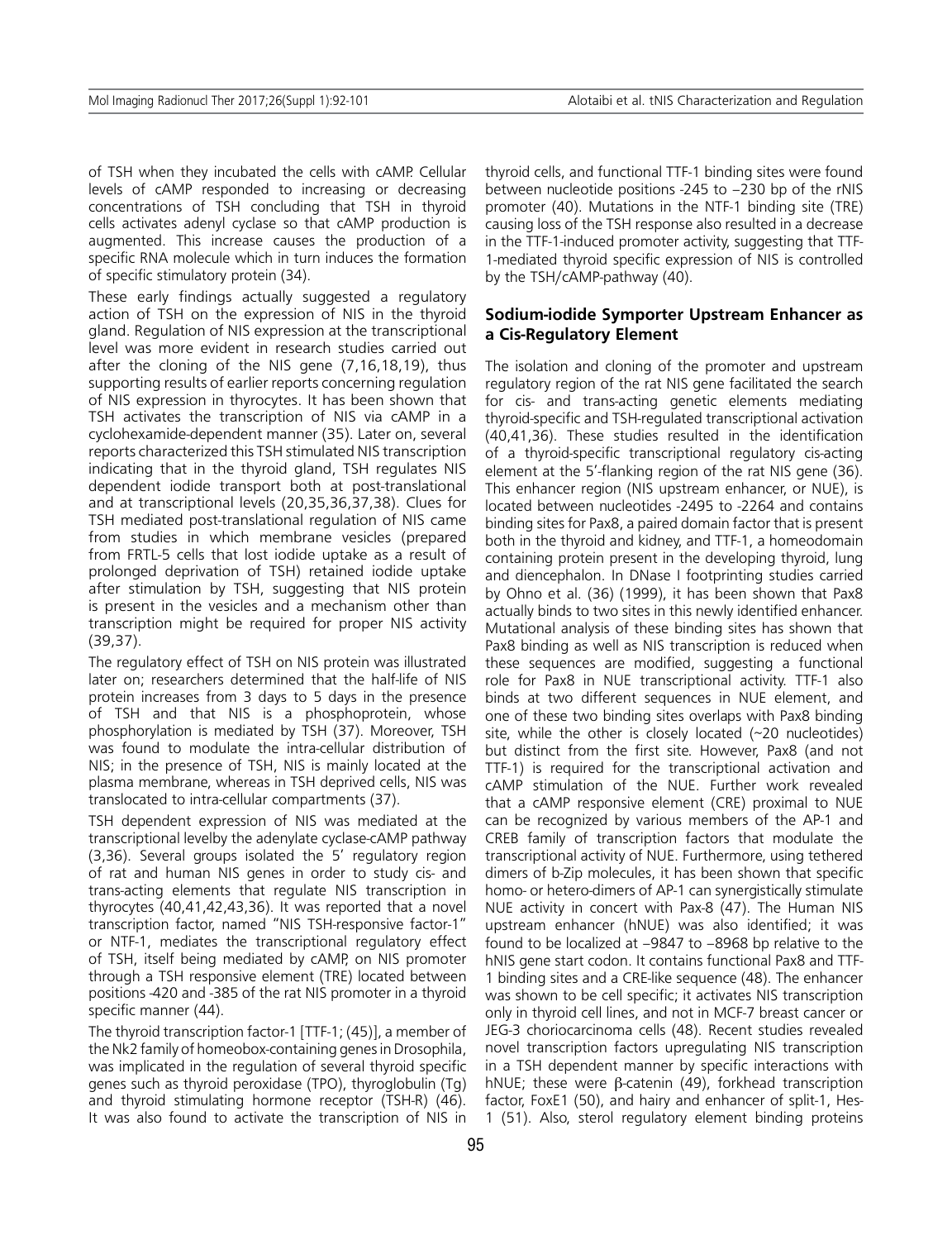of TSH when they incubated the cells with cAMP. Cellular levels of cAMP responded to increasing or decreasing concentrations of TSH concluding that TSH in thyroid cells activates adenyl cyclase so that cAMP production is augmented. This increase causes the production of a specific RNA molecule which in turn induces the formation of specific stimulatory protein (34).

These early findings actually suggested a regulatory action of TSH on the expression of NIS in the thyroid gland. Regulation of NIS expression at the transcriptional level was more evident in research studies carried out after the cloning of the NIS gene (7,16,18,19), thus supporting results of earlier reports concerning regulation of NIS expression in thyrocytes. It has been shown that TSH activates the transcription of NIS via cAMP in a cyclohexamide-dependent manner (35). Later on, several reports characterized this TSH stimulated NIS transcription indicating that in the thyroid gland, TSH regulates NIS dependent iodide transport both at post-translational and at transcriptional levels (20,35,36,37,38). Clues for TSH mediated post-translational regulation of NIS came from studies in which membrane vesicles (prepared from FRTL-5 cells that lost iodide uptake as a result of prolonged deprivation of TSH) retained iodide uptake after stimulation by TSH, suggesting that NIS protein is present in the vesicles and a mechanism other than transcription might be required for proper NIS activity (39,37).

The regulatory effect of TSH on NIS protein was illustrated later on; researchers determined that the half-life of NIS protein increases from 3 days to 5 days in the presence of TSH and that NIS is a phosphoprotein, whose phosphorylation is mediated by TSH (37). Moreover, TSH was found to modulate the intra-cellular distribution of NIS; in the presence of TSH, NIS is mainly located at the plasma membrane, whereas in TSH deprived cells, NIS was translocated to intra-cellular compartments (37).

TSH dependent expression of NIS was mediated at the transcriptional levelby the adenylate cyclase-cAMP pathway (3,36). Several groups isolated the 5' regulatory region of rat and human NIS genes in order to study cis- and trans-acting elements that regulate NIS transcription in thyrocytes (40,41,42,43,36). It was reported that a novel transcription factor, named "NIS TSH-responsive factor-1" or NTF-1, mediates the transcriptional regulatory effect of TSH, itself being mediated by cAMP, on NIS promoter through a TSH responsive element (TRE) located between positions -420 and -385 of the rat NIS promoter in a thyroid specific manner (44).

The thyroid transcription factor-1 [TTF-1; (45)], a member of the Nk2 family of homeobox-containing genes in Drosophila, was implicated in the regulation of several thyroid specific genes such as thyroid peroxidase (TPO), thyroglobulin (Tg) and thyroid stimulating hormone receptor (TSH-R) (46). It was also found to activate the transcription of NIS in thyroid cells, and functional TTF-1 binding sites were found between nucleotide positions -245 to –230 bp of the rNIS promoter (40). Mutations in the NTF-1 binding site (TRE) causing loss of the TSH response also resulted in a decrease in the TTF-1-induced promoter activity, suggesting that TTF-1-mediated thyroid specific expression of NIS is controlled by the TSH/cAMP-pathway (40).

## Sodium-iodide Symporter Upstream Enhancer as a Cis-Regulatory Element

The isolation and cloning of the promoter and upstream regulatory region of the rat NIS gene facilitated the search for cis- and trans-acting genetic elements mediating thyroid-specific and TSH-regulated transcriptional activation (40,41,36). These studies resulted in the identification of a thyroid-specific transcriptional regulatory cis-acting element at the 5'-flanking region of the rat NIS gene (36). This enhancer region (NIS upstream enhancer, or NUE), is located between nucleotides -2495 to -2264 and contains binding sites for Pax8, a paired domain factor that is present both in the thyroid and kidney, and TTF-1, a homeodomain containing protein present in the developing thyroid, lung and diencephalon. In DNase I footprinting studies carried by Ohno et al. (36) (1999), it has been shown that Pax8 actually binds to two sites in this newly identified enhancer. Mutational analysis of these binding sites has shown that Pax8 binding as well as NIS transcription is reduced when these sequences are modified, suggesting a functional role for Pax8 in NUE transcriptional activity. TTF-1 also binds at two different sequences in NUE element, and one of these two binding sites overlaps with Pax8 binding site, while the other is closely located (~20 nucleotides) but distinct from the first site. However, Pax8 (and not TTF-1) is required for the transcriptional activation and cAMP stimulation of the NUE. Further work revealed that a cAMP responsive element (CRE) proximal to NUE can be recognized by various members of the AP-1 and CREB family of transcription factors that modulate the transcriptional activity of NUE. Furthermore, using tethered dimers of b-Zip molecules, it has been shown that specific homo- or hetero-dimers of AP-1 can synergistically stimulate NUE activity in concert with Pax-8 (47). The Human NIS upstream enhancer (hNUE) was also identified; it was found to be localized at –9847 to –8968 bp relative to the hNIS gene start codon. It contains functional Pax8 and TTF-1 binding sites and a CRE-like sequence (48). The enhancer was shown to be cell specific; it activates NIS transcription only in thyroid cell lines, and not in MCF-7 breast cancer or JEG-3 choriocarcinoma cells (48). Recent studies revealed novel transcription factors upregulating NIS transcription in a TSH dependent manner by specific interactions with hNUE; these were β-catenin (49), forkhead transcription factor, FoxE1 (50), and hairy and enhancer of split-1, Hes-1 (51). Also, sterol regulatory element binding proteins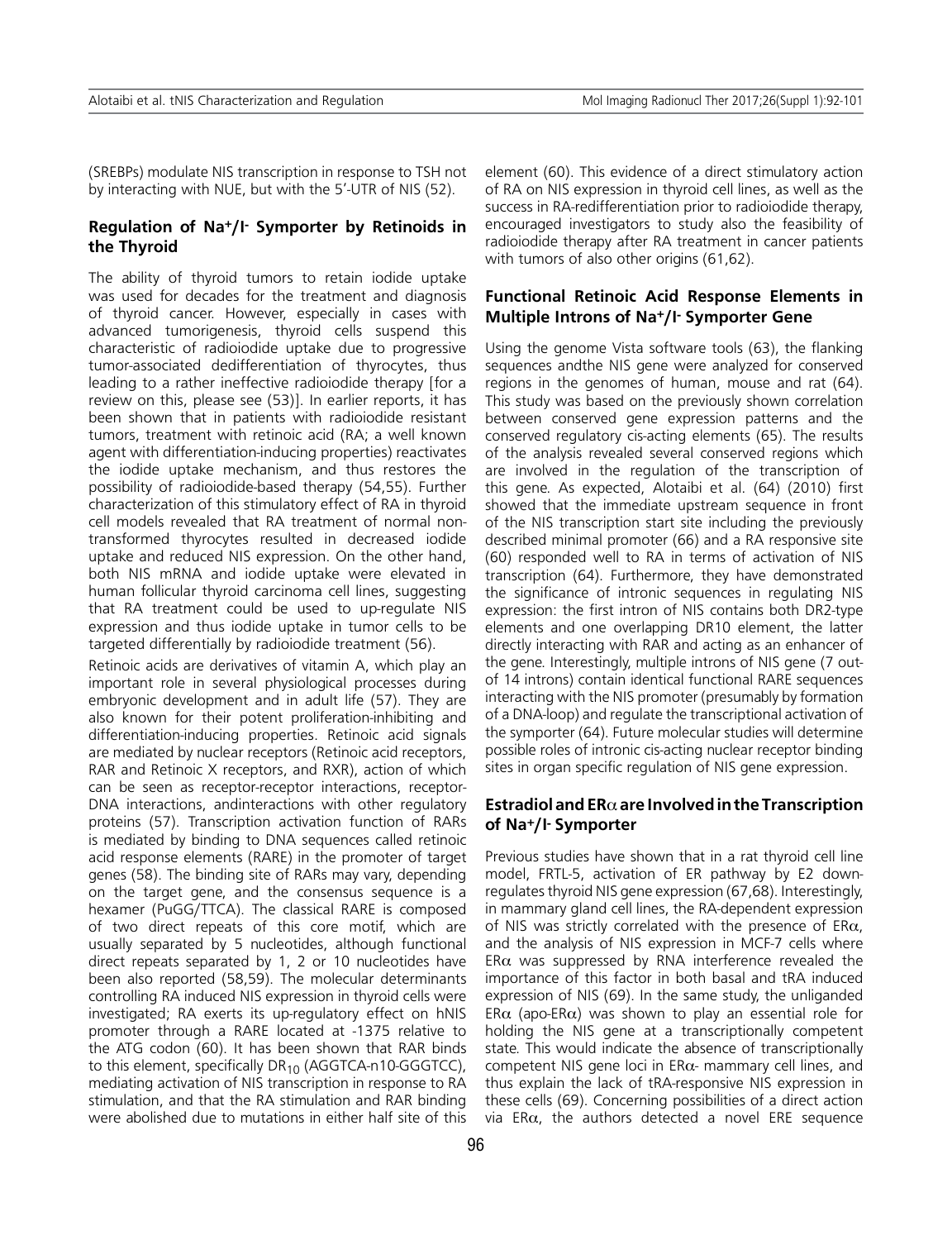(SREBPs) modulate NIS transcription in response to TSH not by interacting with NUE, but with the 5'-UTR of NIS (52).

### Regulation of $Na^+/I^-$ Symporter by Retinoids in the Thyroid

The ability of thyroid tumors to retain iodide uptake was used for decades for the treatment and diagnosis of thyroid cancer. However, especially in cases with advanced tumorigenesis, thyroid cells suspend this characteristic of radioiodide uptake due to progressive tumor-associated dedifferentiation of thyrocytes, thus leading to a rather ineffective radioiodide therapy [for a review on this, please see (53)]. In earlier reports, it has been shown that in patients with radioiodide resistant tumors, treatment with retinoic acid (RA; a well known agent with differentiation-inducing properties) reactivates the iodide uptake mechanism, and thus restores the possibility of radioiodide-based therapy (54,55). Further characterization of this stimulatory effect of RA in thyroid cell models revealed that RA treatment of normal non-transformed thyrocytes resulted in decreased iodide uptake and reduced NIS expression. On the other hand, both NIS mRNA and iodide uptake were elevated in human follicular thyroid carcinoma cell lines, suggesting that RA treatment could be used to up-regulate NIS expression and thus iodide uptake in tumor cells to be targeted differentially by radioiodide treatment (56).

Retinoic acids are derivatives of vitamin A, which play an important role in several physiological processes during embryonic development and in adult life (57). They are also known for their potent proliferation-inhibiting and differentiation-inducing properties. Retinoic acid signals are mediated by nuclear receptors (Retinoic acid receptors, RAR and Retinoic X receptors, and RXR), action of which can be seen as receptor-receptor interactions, receptor-DNA interactions, andinteractions with other regulatory proteins (57). Transcription activation function of RARs is mediated by binding to DNA sequences called retinoic acid response elements (RARE) in the promoter of target genes (58). The binding site of RARs may vary, depending on the target gene, and the consensus sequence is a hexamer (PuGG/TTCA). The classical RARE is composed of two direct repeats of this core motif, which are usually separated by 5 nucleotides, although functional direct repeats separated by 1, 2 or 10 nucleotides have been also reported (58,59). The molecular determinants controlling RA induced NIS expression in thyroid cells were investigated; RA exerts its up-regulatory effect on hNIS promoter through a RARE located at -1375 relative to the ATG codon (60). It has been shown that RAR binds to this element, specifically $DR_{10}$ (AGGTCA-n10-GGGTCC), mediating activation of NIS transcription in response to RA stimulation, and that the RA stimulation and RAR binding were abolished due to mutations in either half site of this element (60). This evidence of a direct stimulatory action of RA on NIS expression in thyroid cell lines, as well as the success in RA-redifferentiation prior to radioiodide therapy, encouraged investigators to study also the feasibility of radioiodide therapy after RA treatment in cancer patients with tumors of also other origins (61,62).

### Functional Retinoic Acid Response Elements in Multiple Introns of $Na^+/I^-$ Symporter Gene

Using the genome Vista software tools (63), the flanking sequences andthe NIS gene were analyzed for conserved regions in the genomes of human, mouse and rat (64). This study was based on the previously shown correlation between conserved gene expression patterns and the conserved regulatory cis-acting elements (65). The results of the analysis revealed several conserved regions which are involved in the regulation of the transcription of this gene. As expected, Alotaibi et al. (64) (2010) first showed that the immediate upstream sequence in front of the NIS transcription start site including the previously described minimal promoter (66) and a RA responsive site (60) responded well to RA in terms of activation of NIS transcription (64). Furthermore, they have demonstrated the significance of intronic sequences in regulating NIS expression: the first intron of NIS contains both DR2-type elements and one overlapping DR10 element, the latter directly interacting with RAR and acting as an enhancer of the gene. Interestingly, multiple introns of NIS gene (7 out-of 14 introns) contain identical functional RARE sequences interacting with the NIS promoter (presumably by formation of a DNA-loop) and regulate the transcriptional activation of the symporter (64). Future molecular studies will determine possible roles of intronic cis-acting nuclear receptor binding sites in organ specific regulation of NIS gene expression.

### Estradiol and ER$\alpha$ are Involved in the Transcription of $Na^+/I^-$ Symporter

Previous studies have shown that in a rat thyroid cell line model, FRTL-5, activation of ER pathway by E2 down-regulates thyroid NIS gene expression (67,68). Interestingly, in mammary gland cell lines, the RA-dependent expression of NIS was strictly correlated with the presence of ER$\alpha$, and the analysis of NIS expression in MCF-7 cells where ER$\alpha$ was suppressed by RNA interference revealed the importance of this factor in both basal and tRA induced expression of NIS (69). In the same study, the unliganded ER$\alpha$ (apo-ER$\alpha$) was shown to play an essential role for holding the NIS gene at a transcriptionally competent state. This would indicate the absence of transcriptionally competent NIS gene loci in ER$\alpha$- mammary cell lines, and thus explain the lack of tRA-responsive NIS expression in these cells (69). Concerning possibilities of a direct action via ER$\alpha$, the authors detected a novel ERE sequence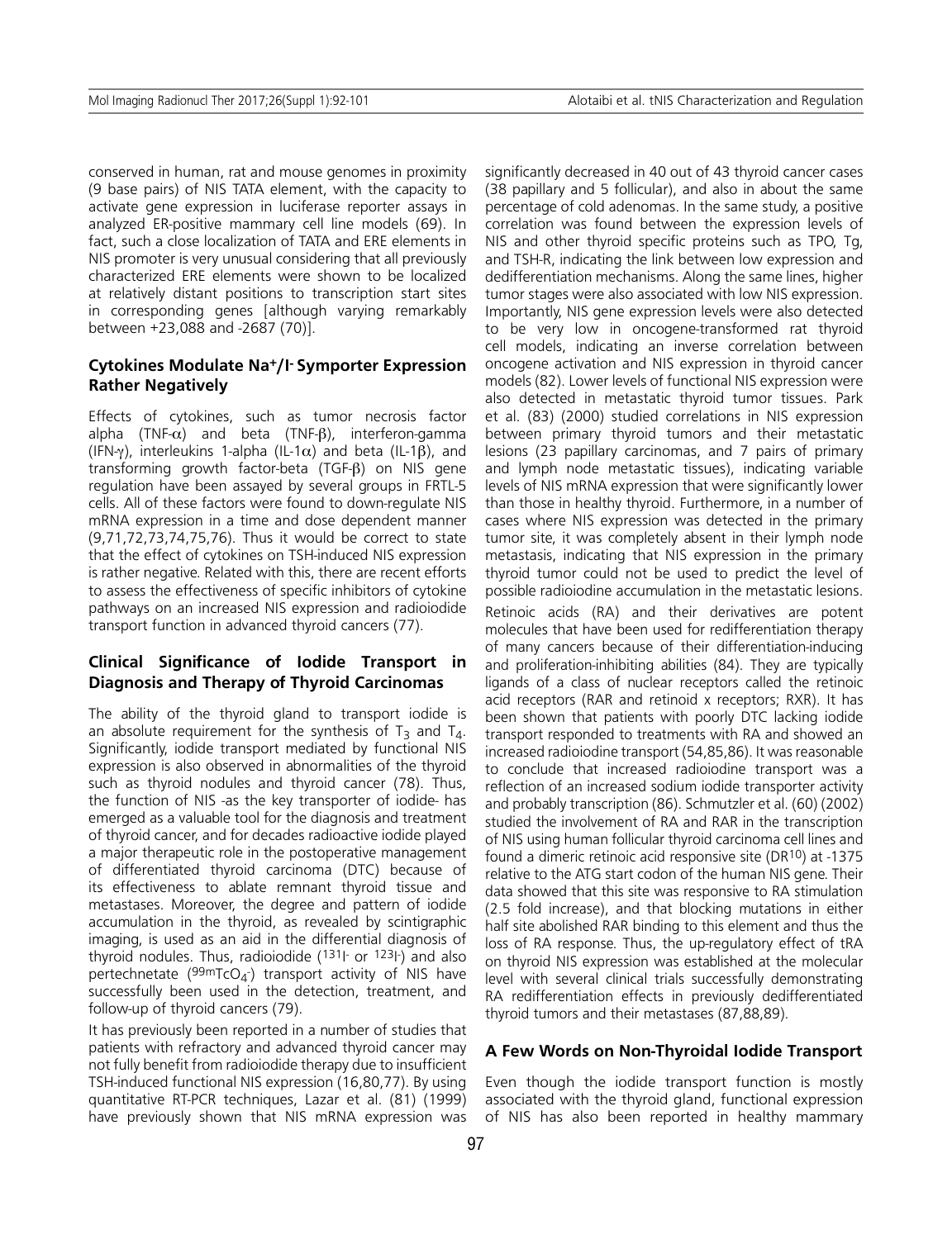conserved in human, rat and mouse genomes in proximity (9 base pairs) of NIS TATA element, with the capacity to activate gene expression in luciferase reporter assays in analyzed ER-positive mammary cell line models (69). In fact, such a close localization of TATA and ERE elements in NIS promoter is very unusual considering that all previously characterized ERE elements were shown to be localized at relatively distant positions to transcription start sites in corresponding genes [although varying remarkably between +23,088 and -2687 (70)].

## Cytokines Modulate $Na^+/I^-$ Symporter Expression Rather Negatively

Effects of cytokines, such as tumor necrosis factor alpha (TNF-$\alpha$) and beta (TNF-$\beta$), interferon-gamma (IFN-$\gamma$), interleukins 1-alpha (IL-1$\alpha$) and beta (IL-1$\beta$), and transforming growth factor-beta (TGF-$\beta$) on NIS gene regulation have been assayed by several groups in FRTL-5 cells. All of these factors were found to down-regulate NIS mRNA expression in a time and dose dependent manner (9,71,72,73,74,75,76). Thus it would be correct to state that the effect of cytokines on TSH-induced NIS expression is rather negative. Related with this, there are recent efforts to assess the effectiveness of specific inhibitors of cytokine pathways on an increased NIS expression and radioiodide transport function in advanced thyroid cancers (77).

## Clinical Significance of Iodide Transport in Diagnosis and Therapy of Thyroid Carcinomas

The ability of the thyroid gland to transport iodide is an absolute requirement for the synthesis of $T_3$ and $T_4$. Significantly, iodide transport mediated by functional NIS expression is also observed in abnormalities of the thyroid such as thyroid nodules and thyroid cancer (78). Thus, the function of NIS -as the key transporter of iodide- has emerged as a valuable tool for the diagnosis and treatment of thyroid cancer, and for decades radioactive iodide played a major therapeutic role in the postoperative management of differentiated thyroid carcinoma (DTC) because of its effectiveness to ablate remnant thyroid tissue and metastases. Moreover, the degree and pattern of iodide accumulation in the thyroid, as revealed by scintigraphic imaging, is used as an aid in the differential diagnosis of thyroid nodules. Thus, radioiodide ($^{131}I^-$ or $^{123}I^-$) and also pertechnetate ($^{99m}TcO_4^-$) transport activity of NIS have successfully been used in the detection, treatment, and follow-up of thyroid cancers (79).

It has previously been reported in a number of studies that patients with refractory and advanced thyroid cancer may not fully benefit from radioiodide therapy due to insufficient TSH-induced functional NIS expression (16,80,77). By using quantitative RT-PCR techniques, Lazar et al. (81) (1999) have previously shown that NIS mRNA expression was significantly decreased in 40 out of 43 thyroid cancer cases (38 papillary and 5 follicular), and also in about the same percentage of cold adenomas. In the same study, a positive correlation was found between the expression levels of NIS and other thyroid specific proteins such as TPO, Tg, and TSH-R, indicating the link between low expression and dedifferentiation mechanisms. Along the same lines, higher tumor stages were also associated with low NIS expression. Importantly, NIS gene expression levels were also detected to be very low in oncogene-transformed rat thyroid cell models, indicating an inverse correlation between oncogene activation and NIS expression in thyroid cancer models (82). Lower levels of functional NIS expression were also detected in metastatic thyroid tumor tissues. Park et al. (83) (2000) studied correlations in NIS expression between primary thyroid tumors and their metastatic lesions (23 papillary carcinomas, and 7 pairs of primary and lymph node metastatic tissues), indicating variable levels of NIS mRNA expression that were significantly lower than those in healthy thyroid. Furthermore, in a number of cases where NIS expression was detected in the primary tumor site, it was completely absent in their lymph node metastasis, indicating that NIS expression in the primary thyroid tumor could not be used to predict the level of possible radioiodine accumulation in the metastatic lesions.

Retinoic acids (RA) and their derivatives are potent molecules that have been used for redifferentiation therapy of many cancers because of their differentiation-inducing and proliferation-inhibiting abilities (84). They are typically ligands of a class of nuclear receptors called the retinoic acid receptors (RAR and retinoid x receptors; RXR). It has been shown that patients with poorly DTC lacking iodide transport responded to treatments with RA and showed an increased radioiodine transport (54,85,86). It was reasonable to conclude that increased radioiodine transport was a reflection of an increased sodium iodide transporter activity and probably transcription (86). Schmutzler et al. (60) (2002) studied the involvement of RA and RAR in the transcription of NIS using human follicular thyroid carcinoma cell lines and found a dimeric retinoic acid responsive site ($DR^{10}$) at -1375 relative to the ATG start codon of the human NIS gene. Their data showed that this site was responsive to RA stimulation (2.5 fold increase), and that blocking mutations in either half site abolished RAR binding to this element and thus the loss of RA response. Thus, the up-regulatory effect of tRA on thyroid NIS expression was established at the molecular level with several clinical trials successfully demonstrating RA redifferentiation effects in previously dedifferentiated thyroid tumors and their metastases (87,88,89).

## A Few Words on Non-Thyroidal Iodide Transport

Even though the iodide transport function is mostly associated with the thyroid gland, functional expression of NIS has also been reported in healthy mammary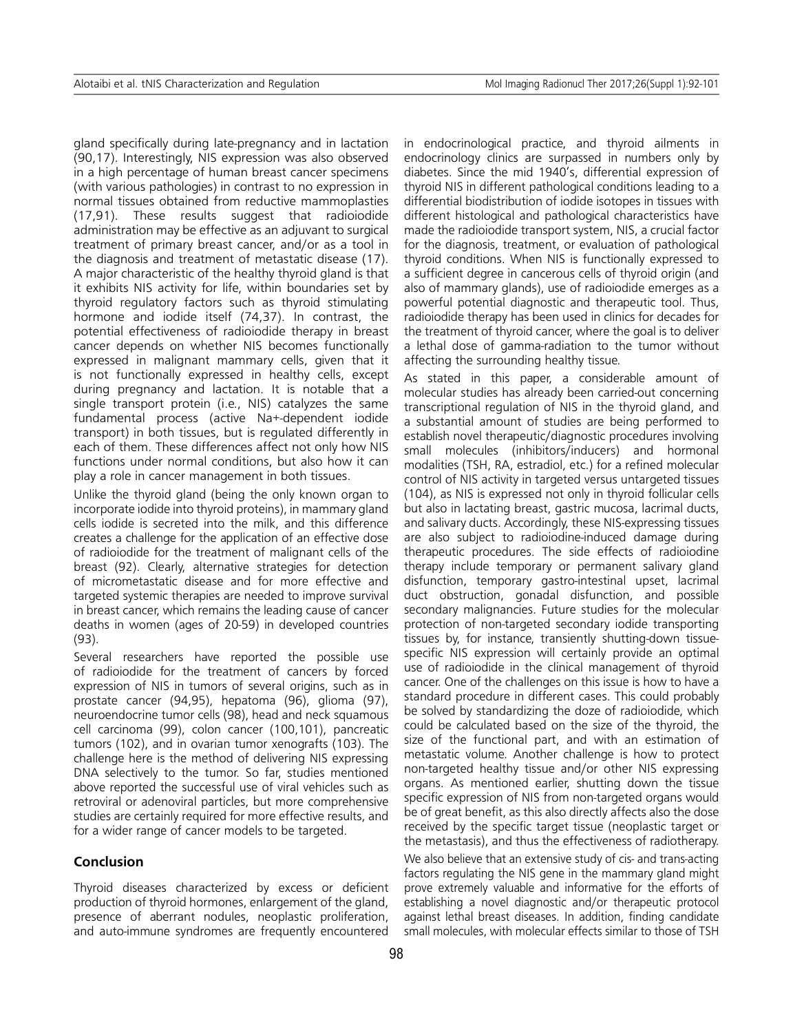gland specifically during late-pregnancy and in lactation (90,17). Interestingly, NIS expression was also observed in a high percentage of human breast cancer specimens (with various pathologies) in contrast to no expression in normal tissues obtained from reductive mammoplasties (17,91). These results suggest that radioiodide administration may be effective as an adjuvant to surgical treatment of primary breast cancer, and/or as a tool in the diagnosis and treatment of metastatic disease (17). A major characteristic of the healthy thyroid gland is that it exhibits NIS activity for life, within boundaries set by thyroid regulatory factors such as thyroid stimulating hormone and iodide itself (74,37). In contrast, the potential effectiveness of radioiodide therapy in breast cancer depends on whether NIS becomes functionally expressed in malignant mammary cells, given that it is not functionally expressed in healthy cells, except during pregnancy and lactation. It is notable that a single transport protein (i.e., NIS) catalyzes the same fundamental process (active Na+-dependent iodide transport) in both tissues, but is regulated differently in each of them. These differences affect not only how NIS functions under normal conditions, but also how it can play a role in cancer management in both tissues.

Unlike the thyroid gland (being the only known organ to incorporate iodide into thyroid proteins), in mammary gland cells iodide is secreted into the milk, and this difference creates a challenge for the application of an effective dose of radioiodide for the treatment of malignant cells of the breast (92). Clearly, alternative strategies for detection of micrometastatic disease and for more effective and targeted systemic therapies are needed to improve survival in breast cancer, which remains the leading cause of cancer deaths in women (ages of 20-59) in developed countries (93).

Several researchers have reported the possible use of radioiodide for the treatment of cancers by forced expression of NIS in tumors of several origins, such as in prostate cancer (94,95), hepatoma (96), glioma (97), neuroendocrine tumor cells (98), head and neck squamous cell carcinoma (99), colon cancer (100,101), pancreatic tumors (102), and in ovarian tumor xenografts (103). The challenge here is the method of delivering NIS expressing DNA selectively to the tumor. So far, studies mentioned above reported the successful use of viral vehicles such as retroviral or adenoviral particles, but more comprehensive studies are certainly required for more effective results, and for a wider range of cancer models to be targeted.

## Conclusion

Thyroid diseases characterized by excess or deficient production of thyroid hormones, enlargement of the gland, presence of aberrant nodules, neoplastic proliferation, and auto-immune syndromes are frequently encountered in endocrinological practice, and thyroid ailments in endocrinology clinics are surpassed in numbers only by diabetes. Since the mid 1940's, differential expression of thyroid NIS in different pathological conditions leading to a differential biodistribution of iodide isotopes in tissues with different histological and pathological characteristics have made the radioiodide transport system, NIS, a crucial factor for the diagnosis, treatment, or evaluation of pathological thyroid conditions. When NIS is functionally expressed to a sufficient degree in cancerous cells of thyroid origin (and also of mammary glands), use of radioiodide emerges as a powerful potential diagnostic and therapeutic tool. Thus, radioiodide therapy has been used in clinics for decades for the treatment of thyroid cancer, where the goal is to deliver a lethal dose of gamma-radiation to the tumor without affecting the surrounding healthy tissue.

As stated in this paper, a considerable amount of molecular studies has already been carried-out concerning transcriptional regulation of NIS in the thyroid gland, and a substantial amount of studies are being performed to establish novel therapeutic/diagnostic procedures involving small molecules (inhibitors/inducers) and hormonal modalities (TSH, RA, estradiol, etc.) for a refined molecular control of NIS activity in targeted versus untargeted tissues (104), as NIS is expressed not only in thyroid follicular cells but also in lactating breast, gastric mucosa, lacrimal ducts, and salivary ducts. Accordingly, these NIS-expressing tissues are also subject to radioiodine-induced damage during therapeutic procedures. The side effects of radioiodine therapy include temporary or permanent salivary gland disfunction, temporary gastro-intestinal upset, lacrimal duct obstruction, gonadal disfunction, and possible secondary malignancies. Future studies for the molecular protection of non-targeted secondary iodide transporting tissues by, for instance, transiently shutting-down tissue-specific NIS expression will certainly provide an optimal use of radioiodide in the clinical management of thyroid cancer. One of the challenges on this issue is how to have a standard procedure in different cases. This could probably be solved by standardizing the doze of radioiodide, which could be calculated based on the size of the thyroid, the size of the functional part, and with an estimation of metastatic volume. Another challenge is how to protect non-targeted healthy tissue and/or other NIS expressing organs. As mentioned earlier, shutting down the tissue specific expression of NIS from non-targeted organs would be of great benefit, as this also directly affects also the dose received by the specific target tissue (neoplastic target or the metastasis), and thus the effectiveness of radiotherapy.

We also believe that an extensive study of cis- and trans-acting factors regulating the NIS gene in the mammary gland might prove extremely valuable and informative for the efforts of establishing a novel diagnostic and/or therapeutic protocol against lethal breast diseases. In addition, finding candidate small molecules, with molecular effects similar to those of TSH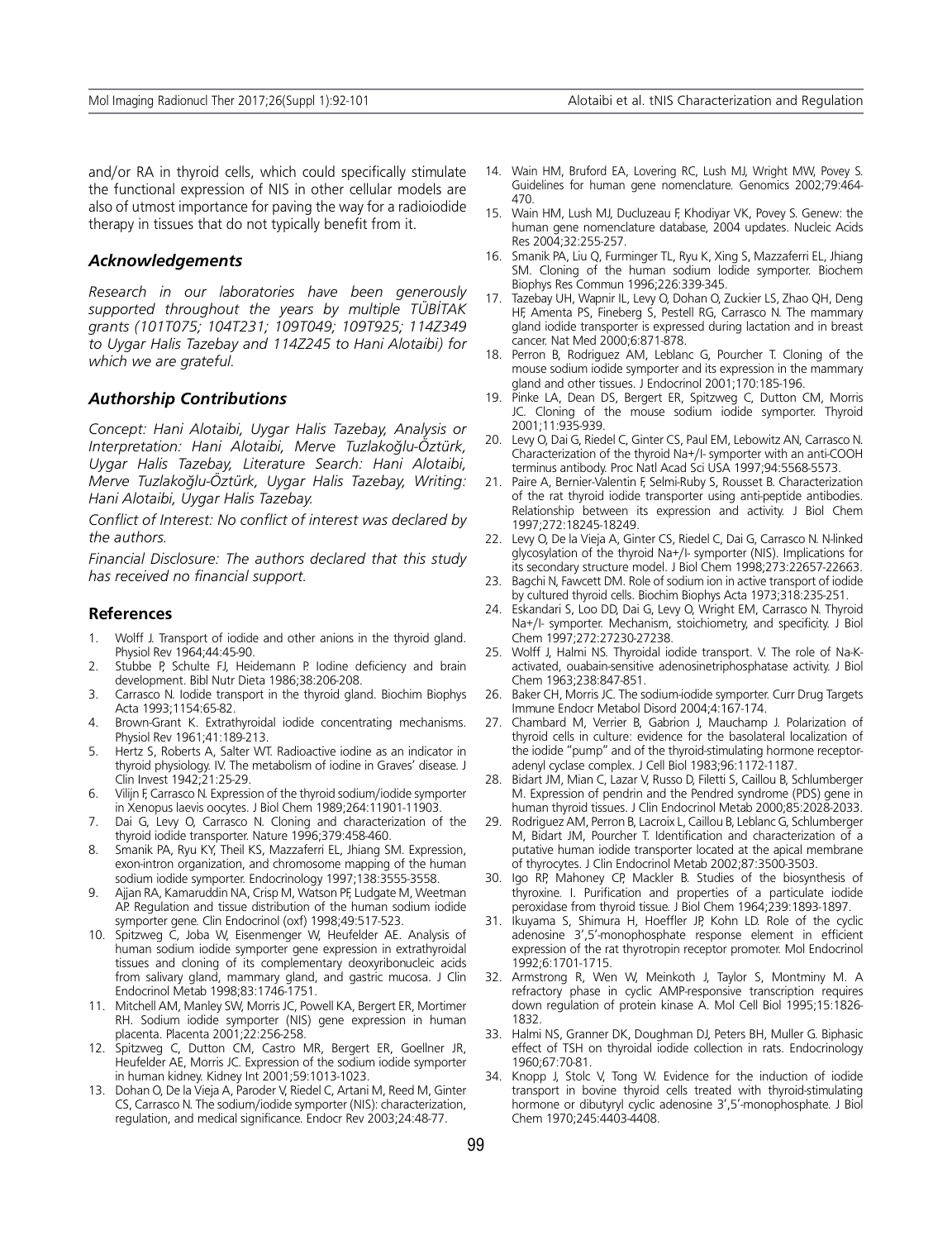and/or RA in thyroid cells, which could specifically stimulate the functional expression of NIS in other cellular models are also of utmost importance for paving the way for a radioiodide therapy in tissues that do not typically benefit from it.

### *Acknowledgements*

*Research in our laboratories have been generously supported throughout the years by multiple TÜBİTAK grants (101T075; 104T231; 109T049; 109T925; 114Z349 to Uygar Halis Tazebay and 114Z245 to Hani Alotaibi) for which we are grateful.*

### *Authorship Contributions*

*Concept: Hani Alotaibi, Uygar Halis Tazebay, Analysis or Interpretation: Hani Alotaibi, Merve Tuzlakoğlu-Öztürk, Uygar Halis Tazebay, Literature Search: Hani Alotaibi, Merve Tuzlakoğlu-Öztürk, Uygar Halis Tazebay, Writing: Hani Alotaibi, Uygar Halis Tazebay.*

*Conflict of Interest: No conflict of interest was declared by the authors.*

*Financial Disclosure: The authors declared that this study has received no financial support.*

### References

1. Wolff J. Transport of iodide and other anions in the thyroid gland. Physiol Rev 1964;44:45-90.
2. Stubbe P, Schulte FJ, Heidemann P. Iodine deficiency and brain development. Bibl Nutr Dieta 1986;38:206-208.
3. Carrasco N. Iodide transport in the thyroid gland. Biochim Biophys Acta 1993;1154:65-82.
4. Brown-Grant K. Extrathyroidal iodide concentrating mechanisms. Physiol Rev 1961;41:189-213.
5. Hertz S, Roberts A, Salter WT. Radioactive iodine as an indicator in thyroid physiology. IV. The metabolism of iodine in Graves' disease. J Clin Invest 1942;21:25-29.
6. Vilijn F, Carrasco N. Expression of the thyroid sodium/iodide symporter in Xenopus laevis oocytes. J Biol Chem 1989;264:11901-11903.
7. Dai G, Levy O, Carrasco N. Cloning and characterization of the thyroid iodide transporter. Nature 1996;379:458-460.
8. Smanik PA, Ryu KY, Theil KS, Mazzaferri EL, Jhiang SM. Expression, exon-intron organization, and chromosome mapping of the human sodium iodide symporter. Endocrinology 1997;138:3555-3558.
9. Ajjan RA, Kamaruddin NA, Crisp M, Watson PF, Ludgate M, Weetman AP. Regulation and tissue distribution of the human sodium iodide symporter gene. Clin Endocrinol (oxf) 1998;49:517-523.
10. Spitzweg C, Joba W, Eisenmenger W, Heufelder AE. Analysis of human sodium iodide symporter gene expression in extrathyroidal tissues and cloning of its complementary deoxyribonucleic acids from salivary gland, mammary gland, and gastric mucosa. J Clin Endocrinol Metab 1998;83:1746-1751.
11. Mitchell AM, Manley SW, Morris JC, Powell KA, Bergert ER, Mortimer RH. Sodium iodide symporter (NIS) gene expression in human placenta. Placenta 2001;22:256-258.
12. Spitzweg C, Dutton CM, Castro MR, Bergert ER, Goellner JR, Heufelder AE, Morris JC. Expression of the sodium iodide symporter in human kidney. Kidney Int 2001;59:1013-1023.
13. Dohan O, De la Vieja A, Paroder V, Riedel C, Artani M, Reed M, Ginter CS, Carrasco N. The sodium/iodide symporter (NIS): characterization, regulation, and medical significance. Endocr Rev 2003;24:48-77.
14. Wain HM, Bruford EA, Lovering RC, Lush MJ, Wright MW, Povey S. Guidelines for human gene nomenclature. Genomics 2002;79:464-470.
15. Wain HM, Lush MJ, Ducluzeau F, Khodiyar VK, Povey S. Genew: the human gene nomenclature database, 2004 updates. Nucleic Acids Res 2004;32:255-257.
16. Smanik PA, Liu Q, Furminger TL, Ryu K, Xing S, Mazzaferri EL, Jhiang SM. Cloning of the human sodium lodide symporter. Biochem Biophys Res Commun 1996;226:339-345.
17. Tazebay UH, Wapnir IL, Levy O, Dohan O, Zuckier LS, Zhao QH, Deng HF, Amenta PS, Fineberg S, Pestell RG, Carrasco N. The mammary gland iodide transporter is expressed during lactation and in breast cancer. Nat Med 2000;6:871-878.
18. Perron B, Rodriguez AM, Leblanc G, Pourcher T. Cloning of the mouse sodium iodide symporter and its expression in the mammary gland and other tissues. J Endocrinol 2001;170:185-196.
19. Pinke LA, Dean DS, Bergert ER, Spitzweg C, Dutton CM, Morris JC. Cloning of the mouse sodium iodide symporter. Thyroid 2001;11:935-939.
20. Levy O, Dai G, Riedel C, Ginter CS, Paul EM, Lebowitz AN, Carrasco N. Characterization of the thyroid Na+/I- symporter with an anti-COOH terminus antibody. Proc Natl Acad Sci USA 1997;94:5568-5573.
21. Paire A, Bernier-Valentin F, Selmi-Ruby S, Rousset B. Characterization of the rat thyroid iodide transporter using anti-peptide antibodies. Relationship between its expression and activity. J Biol Chem 1997;272:18245-18249.
22. Levy O, De la Vieja A, Ginter CS, Riedel C, Dai G, Carrasco N. N-linked glycosylation of the thyroid Na+/I- symporter (NIS). Implications for its secondary structure model. J Biol Chem 1998;273:22657-22663.
23. Bagchi N, Fawcett DM. Role of sodium ion in active transport of iodide by cultured thyroid cells. Biochim Biophys Acta 1973;318:235-251.
24. Eskandari S, Loo DD, Dai G, Levy O, Wright EM, Carrasco N. Thyroid Na+/I- symporter. Mechanism, stoichiometry, and specificity. J Biol Chem 1997;272:27230-27238.
25. Wolff J, Halmi NS. Thyroidal iodide transport. V. The role of Na-K-activated, ouabain-sensitive adenosinetriphosphatase activity. J Biol Chem 1963;238:847-851.
26. Baker CH, Morris JC. The sodium-iodide symporter. Curr Drug Targets Immune Endocr Metabol Disord 2004;4:167-174.
27. Chambard M, Verrier B, Gabrion J, Mauchamp J. Polarization of thyroid cells in culture: evidence for the basolateral localization of the iodide "pump" and of the thyroid-stimulating hormone receptor-adenyl cyclase complex. J Cell Biol 1983;96:1172-1187.
28. Bidart JM, Mian C, Lazar V, Russo D, Filetti S, Caillou B, Schlumberger M. Expression of pendrin and the Pendred syndrome (PDS) gene in human thyroid tissues. J Clin Endocrinol Metab 2000;85:2028-2033.
29. Rodriguez AM, Perron B, Lacroix L, Caillou B, Leblanc G, Schlumberger M, Bidart JM, Pourcher T. Identification and characterization of a putative human iodide transporter located at the apical membrane of thyrocytes. J Clin Endocrinol Metab 2002;87:3500-3503.
30. Igo RP, Mahoney CP, Mackler B. Studies of the biosynthesis of thyroxine. I. Purification and properties of a particulate iodide peroxidase from thyroid tissue. J Biol Chem 1964;239:1893-1897.
31. Ikuyama S, Shimura H, Hoeffler JP, Kohn LD. Role of the cyclic adenosine 3',5'-monophosphate response element in efficient expression of the rat thyrotropin receptor promoter. Mol Endocrinol 1992;6:1701-1715.
32. Armstrong R, Wen W, Meinkoth J, Taylor S, Montminy M. A refractory phase in cyclic AMP-responsive transcription requires down regulation of protein kinase A. Mol Cell Biol 1995;15:1826-1832.
33. Halmi NS, Granner DK, Doughman DJ, Peters BH, Muller G. Biphasic effect of TSH on thyroidal iodide collection in rats. Endocrinology 1960;67:70-81.
34. Knopp J, Stolc V, Tong W. Evidence for the induction of iodide transport in bovine thyroid cells treated with thyroid-stimulating hormone or dibutyryl cyclic adenosine 3',5'-monophosphate. J Biol Chem 1970;245:4403-4408.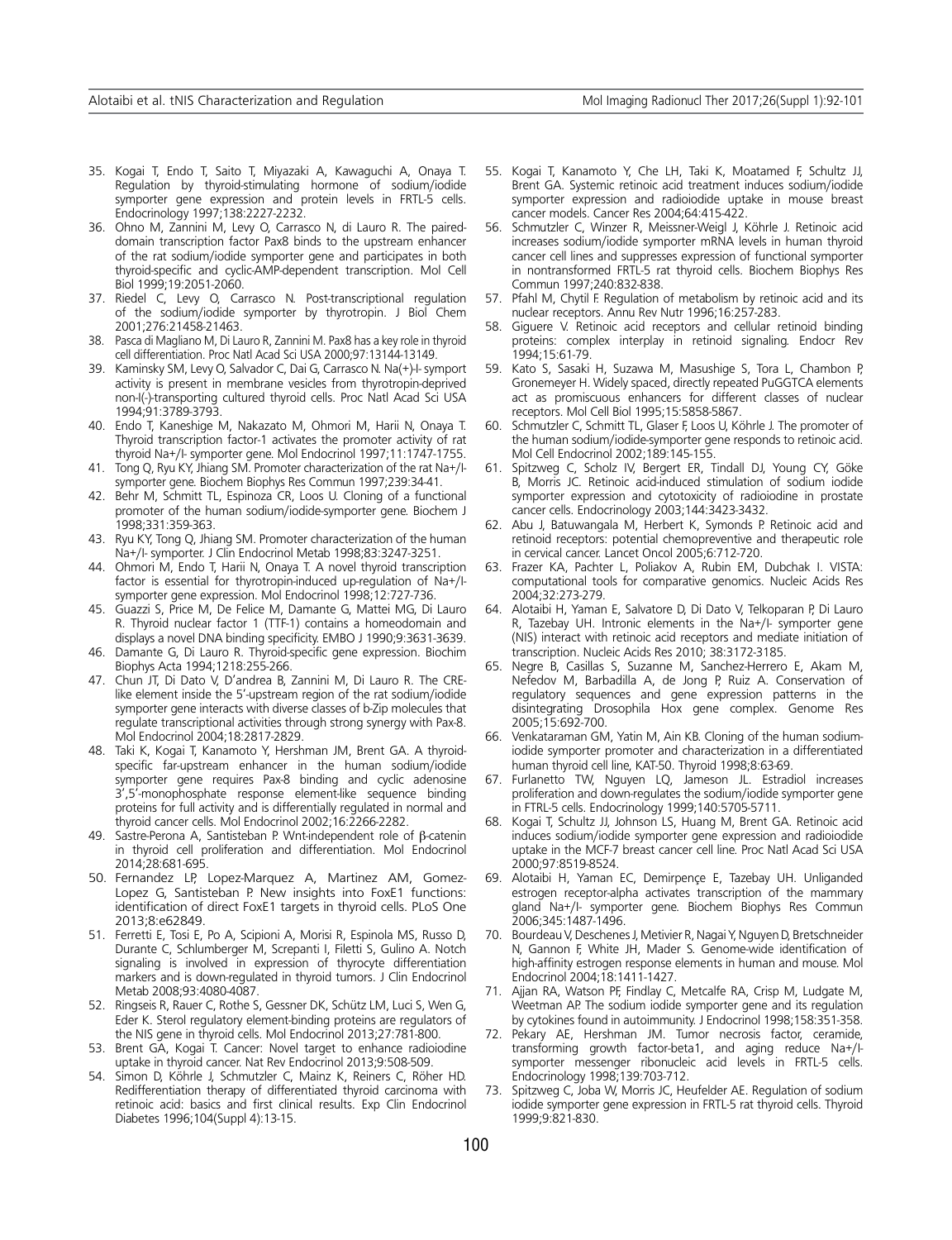35. Kogai T, Endo T, Saito T, Miyazaki A, Kawaguchi A, Onaya T. Regulation by thyroid-stimulating hormone of sodium/iodide symporter gene expression and protein levels in FRTL-5 cells. Endocrinology 1997;138:2227-2232.
36. Ohno M, Zannini M, Levy O, Carrasco N, di Lauro R. The paired-domain transcription factor Pax8 binds to the upstream enhancer of the rat sodium/iodide symporter gene and participates in both thyroid-specific and cyclic-AMP-dependent transcription. Mol Cell Biol 1999;19:2051-2060.
37. Riedel C, Levy O, Carrasco N. Post-transcriptional regulation of the sodium/iodide symporter by thyrotropin. J Biol Chem 2001;276:21458-21463.
38. Pasca di Magliano M, Di Lauro R, Zannini M. Pax8 has a key role in thyroid cell differentiation. Proc Natl Acad Sci USA 2000;97:13144-13149.
39. Kaminsky SM, Levy O, Salvador C, Dai G, Carrasco N. Na(+)-I- symport activity is present in membrane vesicles from thyrotropin-deprived non-I(-)-transporting cultured thyroid cells. Proc Natl Acad Sci USA 1994;91:3789-3793.
40. Endo T, Kaneshige M, Nakazato M, Ohmori M, Harii N, Onaya T. Thyroid transcription factor-1 activates the promoter activity of rat thyroid Na+/I- symporter gene. Mol Endocrinol 1997;11:1747-1755.
41. Tong Q, Ryu KY, Jhiang SM. Promoter characterization of the rat Na+/I-symporter gene. Biochem Biophys Res Commun 1997;239:34-41.
42. Behr M, Schmitt TL, Espinoza CR, Loos U. Cloning of a functional promoter of the human sodium/iodide-symporter gene. Biochem J 1998;331:359-363.
43. Ryu KY, Tong Q, Jhiang SM. Promoter characterization of the human Na+/I- symporter. J Clin Endocrinol Metab 1998;83:3247-3251.
44. Ohmori M, Endo T, Harii N, Onaya T. A novel thyroid transcription factor is essential for thyrotropin-induced up-regulation of Na+/I-symporter gene expression. Mol Endocrinol 1998;12:727-736.
45. Guazzi S, Price M, De Felice M, Damante G, Mattei MG, Di Lauro R. Thyroid nuclear factor 1 (TTF-1) contains a homeodomain and displays a novel DNA binding specificity. EMBO J 1990;9:3631-3639.
46. Damante G, Di Lauro R. Thyroid-specific gene expression. Biochim Biophys Acta 1994;1218:255-266.
47. Chun JT, Di Dato V, D'andrea B, Zannini M, Di Lauro R. The CRE-like element inside the 5'-upstream region of the rat sodium/iodide symporter gene interacts with diverse classes of b-Zip molecules that regulate transcriptional activities through strong synergy with Pax-8. Mol Endocrinol 2004;18:2817-2829.
48. Taki K, Kogai T, Kanamoto Y, Hershman JM, Brent GA. A thyroid-specific far-upstream enhancer in the human sodium/iodide symporter gene requires Pax-8 binding and cyclic adenosine 3',5'-monophosphate response element-like sequence binding proteins for full activity and is differentially regulated in normal and thyroid cancer cells. Mol Endocrinol 2002;16:2266-2282.
49. Sastre-Perona A, Santisteban P. Wnt-independent role of β-catenin in thyroid cell proliferation and differentiation. Mol Endocrinol 2014;28:681-695.
50. Fernandez LP, Lopez-Marquez A, Martinez AM, Gomez-Lopez G, Santisteban P. New insights into FoxE1 functions: identification of direct FoxE1 targets in thyroid cells. PLoS One 2013;8:e62849.
51. Ferretti E, Tosi E, Po A, Scipioni A, Morisi R, Espinola MS, Russo D, Durante C, Schlumberger M, Screpanti I, Filetti S, Gulino A. Notch signaling is involved in expression of thyrocyte differentiation markers and is down-regulated in thyroid tumors. J Clin Endocrinol Metab 2008;93:4080-4087.
52. Ringseis R, Rauer C, Rothe S, Gessner DK, Schütz LM, Luci S, Wen G, Eder K. Sterol regulatory element-binding proteins are regulators of the NIS gene in thyroid cells. Mol Endocrinol 2013;27:781-800.
53. Brent GA, Kogai T. Cancer: Novel target to enhance radioiodine uptake in thyroid cancer. Nat Rev Endocrinol 2013;9:508-509.
54. Simon D, Köhrle J, Schmutzler C, Mainz K, Reiners C, Röher HD. Redifferentiation therapy of differentiated thyroid carcinoma with retinoic acid: basics and first clinical results. Exp Clin Endocrinol Diabetes 1996;104(Suppl 4):13-15.
55. Kogai T, Kanamoto Y, Che LH, Taki K, Moatamed F, Schultz JJ, Brent GA. Systemic retinoic acid treatment induces sodium/iodide symporter expression and radioiodide uptake in mouse breast cancer models. Cancer Res 2004;64:415-422.
56. Schmutzler C, Winzer R, Meissner-Weigl J, Köhrle J. Retinoic acid increases sodium/iodide symporter mRNA levels in human thyroid cancer cell lines and suppresses expression of functional symporter in nontransformed FRTL-5 rat thyroid cells. Biochem Biophys Res Commun 1997;240:832-838.
57. Pfahl M, Chytil F. Regulation of metabolism by retinoic acid and its nuclear receptors. Annu Rev Nutr 1996;16:257-283.
58. Giguere V. Retinoic acid receptors and cellular retinoid binding proteins: complex interplay in retinoid signaling. Endocr Rev 1994;15:61-79.
59. Kato S, Sasaki H, Suzawa M, Masushige S, Tora L, Chambon P, Gronemeyer H. Widely spaced, directly repeated PuGGTCA elements act as promiscuous enhancers for different classes of nuclear receptors. Mol Cell Biol 1995;15:5858-5867.
60. Schmutzler C, Schmitt TL, Glaser F, Loos U, Köhrle J. The promoter of the human sodium/iodide-symporter gene responds to retinoic acid. Mol Cell Endocrinol 2002;189:145-155.
61. Spitzweg C, Scholz IV, Bergert ER, Tindall DJ, Young CY, Göke B, Morris JC. Retinoic acid-induced stimulation of sodium iodide symporter expression and cytotoxicity of radioiodine in prostate cancer cells. Endocrinology 2003;144:3423-3432.
62. Abu J, Batuwangala M, Herbert K, Symonds P. Retinoic acid and retinoid receptors: potential chemopreventive and therapeutic role in cervical cancer. Lancet Oncol 2005;6:712-720.
63. Frazer KA, Pachter L, Poliakov A, Rubin EM, Dubchak I. VISTA: computational tools for comparative genomics. Nucleic Acids Res 2004;32:273-279.
64. Alotaibi H, Yaman E, Salvatore D, Di Dato V, Telkoparan P, Di Lauro R, Tazebay UH. Intronic elements in the Na+/I- symporter gene (NIS) interact with retinoic acid receptors and mediate initiation of transcription. Nucleic Acids Res 2010; 38:3172-3185.
65. Negre B, Casillas S, Suzanne M, Sanchez-Herrero E, Akam M, Nefedov M, Barbadilla A, de Jong P, Ruiz A. Conservation of regulatory sequences and gene expression patterns in the disintegrating Drosophila Hox gene complex. Genome Res 2005;15:692-700.
66. Venkataraman GM, Yatin M, Ain KB. Cloning of the human sodium-iodide symporter promoter and characterization in a differentiated human thyroid cell line, KAT-50. Thyroid 1998;8:63-69.
67. Furlanetto TW, Nguyen LQ, Jameson JL. Estradiol increases proliferation and down-regulates the sodium/iodide symporter gene in FTRL-5 cells. Endocrinology 1999;140:5705-5711.
68. Kogai T, Schultz JJ, Johnson LS, Huang M, Brent GA. Retinoic acid induces sodium/iodide symporter gene expression and radioiodide uptake in the MCF-7 breast cancer cell line. Proc Natl Acad Sci USA 2000;97:8519-8524.
69. Alotaibi H, Yaman EC, Demirpençe E, Tazebay UH. Unliganded estrogen receptor-alpha activates transcription of the mammary gland Na+/I- symporter gene. Biochem Biophys Res Commun 2006;345:1487-1496.
70. Bourdeau V, Deschenes J, Metivier R, Nagai Y, Nguyen D, Bretschneider N, Gannon F, White JH, Mader S. Genome-wide identification of high-affinity estrogen response elements in human and mouse. Mol Endocrinol 2004;18:1411-1427.
71. Ajjan RA, Watson PF, Findlay C, Metcalfe RA, Crisp M, Ludgate M, Weetman AP. The sodium iodide symporter gene and its regulation by cytokines found in autoimmunity. J Endocrinol 1998;158:351-358.
72. Pekary AE, Hershman JM. Tumor necrosis factor, ceramide, transforming growth factor-beta1, and aging reduce Na+/I-symporter messenger ribonucleic acid levels in FRTL-5 cells. Endocrinology 1998;139:703-712.
73. Spitzweg C, Joba W, Morris JC, Heufelder AE. Regulation of sodium iodide symporter gene expression in FRTL-5 rat thyroid cells. Thyroid 1999;9:821-830.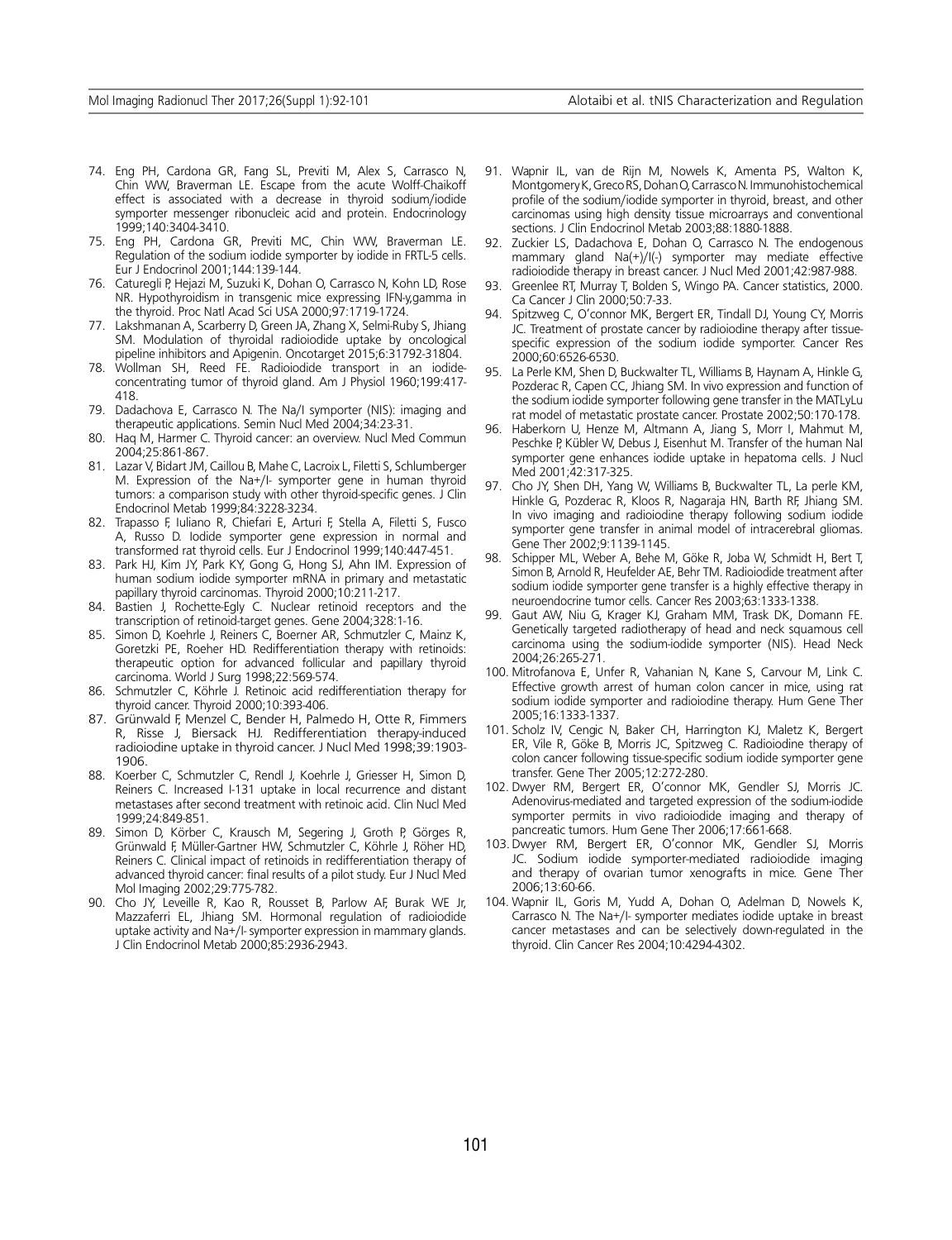74. Eng PH, Cardona GR, Fang SL, Previti M, Alex S, Carrasco N, Chin WW, Braverman LE. Escape from the acute Wolff-Chaikoff effect is associated with a decrease in thyroid sodium/iodide symporter messenger ribonucleic acid and protein. Endocrinology 1999;140:3404-3410.
75. Eng PH, Cardona GR, Previti MC, Chin WW, Braverman LE. Regulation of the sodium iodide symporter by iodide in FRTL-5 cells. Eur J Endocrinol 2001;144:139-144.
76. Caturegli P, Hejazi M, Suzuki K, Dohan O, Carrasco N, Kohn LD, Rose NR. Hypothyroidism in transgenic mice expressing IFN-y,gamma in the thyroid. Proc Natl Acad Sci USA 2000;97:1719-1724.
77. Lakshmanan A, Scarberry D, Green JA, Zhang X, Selmi-Ruby S, Jhiang SM. Modulation of thyroidal radioiodide uptake by oncological pipeline inhibitors and Apigenin. Oncotarget 2015;6:31792-31804.
78. Wollman SH, Reed FE. Radioiodide transport in an iodide-concentrating tumor of thyroid gland. Am J Physiol 1960;199:417-418.
79. Dadachova E, Carrasco N. The Na/I symporter (NIS): imaging and therapeutic applications. Semin Nucl Med 2004;34:23-31.
80. Haq M, Harmer C. Thyroid cancer: an overview. Nucl Med Commun 2004;25:861-867.
81. Lazar V, Bidart JM, Caillou B, Mahe C, Lacroix L, Filetti S, Schlumberger M. Expression of the Na+/I- symporter gene in human thyroid tumors: a comparison study with other thyroid-specific genes. J Clin Endocrinol Metab 1999;84:3228-3234.
82. Trapasso F, Iuliano R, Chiefari E, Arturi F, Stella A, Filetti S, Fusco A, Russo D. Iodide symporter gene expression in normal and transformed rat thyroid cells. Eur J Endocrinol 1999;140:447-451.
83. Park HJ, Kim JY, Park KY, Gong G, Hong SJ, Ahn IM. Expression of human sodium iodide symporter mRNA in primary and metastatic papillary thyroid carcinomas. Thyroid 2000;10:211-217.
84. Bastien J, Rochette-Egly C. Nuclear retinoid receptors and the transcription of retinoid-target genes. Gene 2004;328:1-16.
85. Simon D, Koehrle J, Reiners C, Boerner AR, Schmutzler C, Mainz K, Goretzki PE, Roeher HD. Redifferentiation therapy with retinoids: therapeutic option for advanced follicular and papillary thyroid carcinoma. World J Surg 1998;22:569-574.
86. Schmutzler C, Köhrle J. Retinoic acid redifferentiation therapy for thyroid cancer. Thyroid 2000;10:393-406.
87. Grünwald F, Menzel C, Bender H, Palmedo H, Otte R, Fimmers R, Risse J, Biersack HJ. Redifferentiation therapy-induced radioiodine uptake in thyroid cancer. J Nucl Med 1998;39:1903-1906.
88. Koerber C, Schmutzler C, Rendl J, Koehrle J, Griesser H, Simon D, Reiners C. Increased I-131 uptake in local recurrence and distant metastases after second treatment with retinoic acid. Clin Nucl Med 1999;24:849-851.
89. Simon D, Körber C, Krausch M, Segering J, Groth P, Görges R, Grünwald F, Müller-Gartner HW, Schmutzler C, Köhrle J, Röher HD, Reiners C. Clinical impact of retinoids in redifferentiation therapy of advanced thyroid cancer: final results of a pilot study. Eur J Nucl Med Mol Imaging 2002;29:775-782.
90. Cho JY, Leveille R, Kao R, Rousset B, Parlow AF, Burak WE Jr, Mazzaferri EL, Jhiang SM. Hormonal regulation of radioiodide uptake activity and Na+/I- symporter expression in mammary glands. J Clin Endocrinol Metab 2000;85:2936-2943.
91. Wapnir IL, van de Rijn M, Nowels K, Amenta PS, Walton K, Montgomery K, Greco RS, Dohan O, Carrasco N. Immunohistochemical profile of the sodium/iodide symporter in thyroid, breast, and other carcinomas using high density tissue microarrays and conventional sections. J Clin Endocrinol Metab 2003;88:1880-1888.
92. Zuckier LS, Dadachova E, Dohan O, Carrasco N. The endogenous mammary gland Na(+)/I(-) symporter may mediate effective radioiodide therapy in breast cancer. J Nucl Med 2001;42:987-988.
93. Greenlee RT, Murray T, Bolden S, Wingo PA. Cancer statistics, 2000. Ca Cancer J Clin 2000;50:7-33.
94. Spitzweg C, O'connor MK, Bergert ER, Tindall DJ, Young CY, Morris JC. Treatment of prostate cancer by radioiodine therapy after tissue-specific expression of the sodium iodide symporter. Cancer Res 2000;60:6526-6530.
95. La Perle KM, Shen D, Buckwalter TL, Williams B, Haynam A, Hinkle G, Pozderac R, Capen CC, Jhiang SM. In vivo expression and function of the sodium iodide symporter following gene transfer in the MATLyLu rat model of metastatic prostate cancer. Prostate 2002;50:170-178.
96. Haberkorn U, Henze M, Altmann A, Jiang S, Morr I, Mahmut M, Peschke P, Kübler W, Debus J, Eisenhut M. Transfer of the human NaI symporter gene enhances iodide uptake in hepatoma cells. J Nucl Med 2001;42:317-325.
97. Cho JY, Shen DH, Yang W, Williams B, Buckwalter TL, La perle KM, Hinkle G, Pozderac R, Kloos R, Nagaraja HN, Barth RF, Jhiang SM. In vivo imaging and radioiodine therapy following sodium iodide symporter gene transfer in animal model of intracerebral gliomas. Gene Ther 2002;9:1139-1145.
98. Schipper ML, Weber A, Behe M, Göke R, Joba W, Schmidt H, Bert T, Simon B, Arnold R, Heufelder AE, Behr TM. Radioiodide treatment after sodium iodide symporter gene transfer is a highly effective therapy in neuroendocrine tumor cells. Cancer Res 2003;63:1333-1338.
99. Gaut AW, Niu G, Krager KJ, Graham MM, Trask DK, Domann FE. Genetically targeted radiotherapy of head and neck squamous cell carcinoma using the sodium-iodide symporter (NIS). Head Neck 2004;26:265-271.
100. Mitrofanova E, Unfer R, Vahanian N, Kane S, Carvour M, Link C. Effective growth arrest of human colon cancer in mice, using rat sodium iodide symporter and radioiodine therapy. Hum Gene Ther 2005;16:1333-1337.
101. Scholz IV, Cengic N, Baker CH, Harrington KJ, Maletz K, Bergert ER, Vile R, Göke B, Morris JC, Spitzweg C. Radioiodine therapy of colon cancer following tissue-specific sodium iodide symporter gene transfer. Gene Ther 2005;12:272-280.
102. Dwyer RM, Bergert ER, O'connor MK, Gendler SJ, Morris JC. Adenovirus-mediated and targeted expression of the sodium-iodide symporter permits in vivo radioiodide imaging and therapy of pancreatic tumors. Hum Gene Ther 2006;17:661-668.
103. Dwyer RM, Bergert ER, O'connor MK, Gendler SJ, Morris JC. Sodium iodide symporter-mediated radioiodide imaging and therapy of ovarian tumor xenografts in mice. Gene Ther 2006;13:60-66.
104. Wapnir IL, Goris M, Yudd A, Dohan O, Adelman D, Nowels K, Carrasco N. The Na+/I- symporter mediates iodide uptake in breast cancer metastases and can be selectively down-regulated in the thyroid. Clin Cancer Res 2004;10:4294-4302.